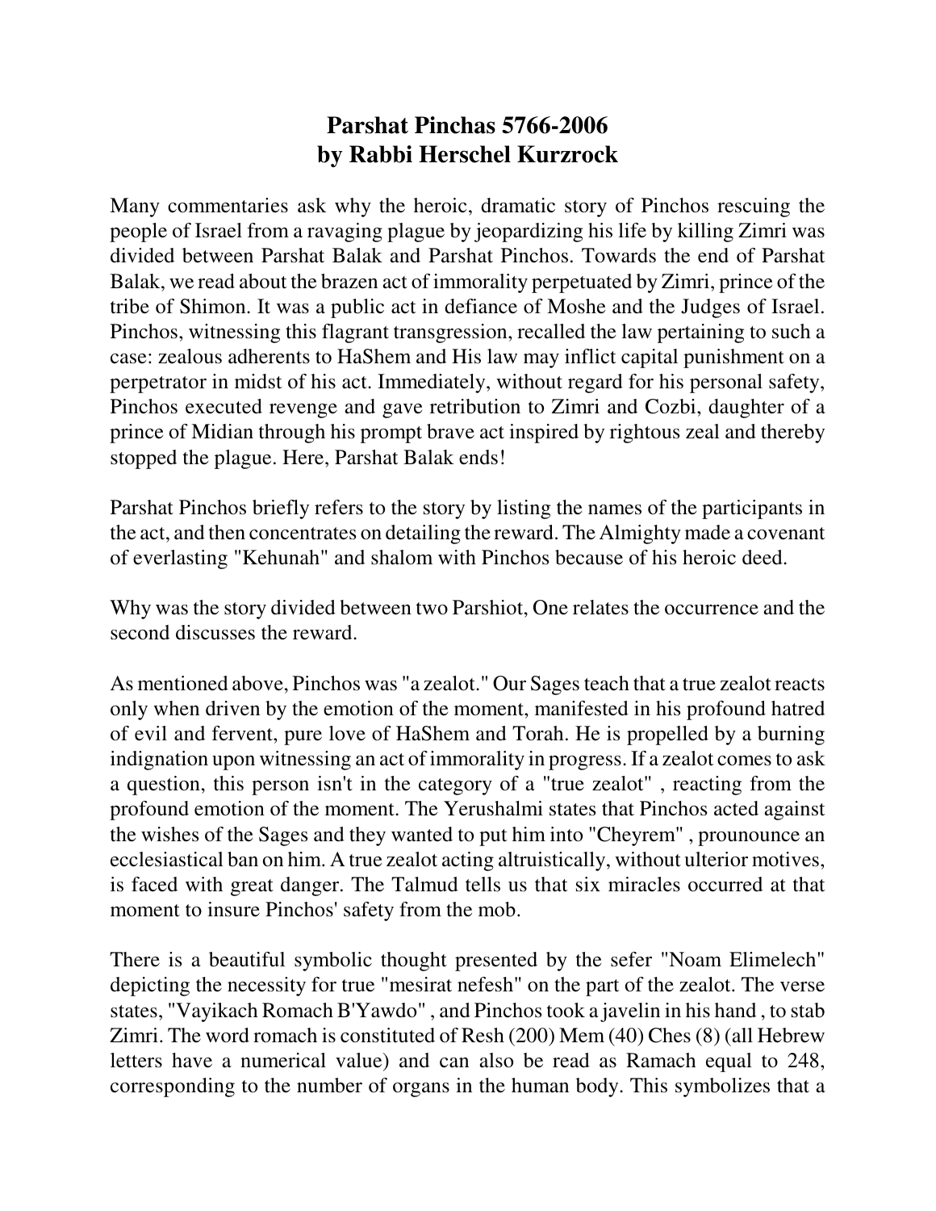# Parshat Pinchas 5766-2006
## by Rabbi Herschel Kurzrock

Many commentaries ask why the heroic, dramatic story of Pinchos rescuing the people of Israel from a ravaging plague by jeopardizing his life by killing Zimri was divided between Parshat Balak and Parshat Pinchos. Towards the end of Parshat Balak, we read about the brazen act of immorality perpetuated by Zimri, prince of the tribe of Shimon. It was a public act in defiance of Moshe and the Judges of Israel. Pinchos, witnessing this flagrant transgression, recalled the law pertaining to such a case: zealous adherents to HaShem and His law may inflict capital punishment on a perpetrator in midst of his act. Immediately, without regard for his personal safety, Pinchos executed revenge and gave retribution to Zimri and Cozbi, daughter of a prince of Midian through his prompt brave act inspired by rightous zeal and thereby stopped the plague. Here, Parshat Balak ends!

Parshat Pinchos briefly refers to the story by listing the names of the participants in the act, and then concentrates on detailing the reward. The Almighty made a covenant of everlasting "Kehunah" and shalom with Pinchos because of his heroic deed.

Why was the story divided between two Parshiot, One relates the occurrence and the second discusses the reward.

As mentioned above, Pinchos was "a zealot." Our Sages teach that a true zealot reacts only when driven by the emotion of the moment, manifested in his profound hatred of evil and fervent, pure love of HaShem and Torah. He is propelled by a burning indignation upon witnessing an act of immorality in progress. If a zealot comes to ask a question, this person isn't in the category of a "true zealot" , reacting from the profound emotion of the moment. The Yerushalmi states that Pinchos acted against the wishes of the Sages and they wanted to put him into "Cheyrem" , prounounce an ecclesiastical ban on him. A true zealot acting altruistically, without ulterior motives, is faced with great danger. The Talmud tells us that six miracles occurred at that moment to insure Pinchos' safety from the mob.

There is a beautiful symbolic thought presented by the sefer "Noam Elimelech" depicting the necessity for true "mesirat nefesh" on the part of the zealot. The verse states, "Vayikach Romach B'Yawdo" , and Pinchos took a javelin in his hand , to stab Zimri. The word romach is constituted of Resh (200) Mem (40) Ches (8) (all Hebrew letters have a numerical value) and can also be read as Ramach equal to 248, corresponding to the number of organs in the human body. This symbolizes that a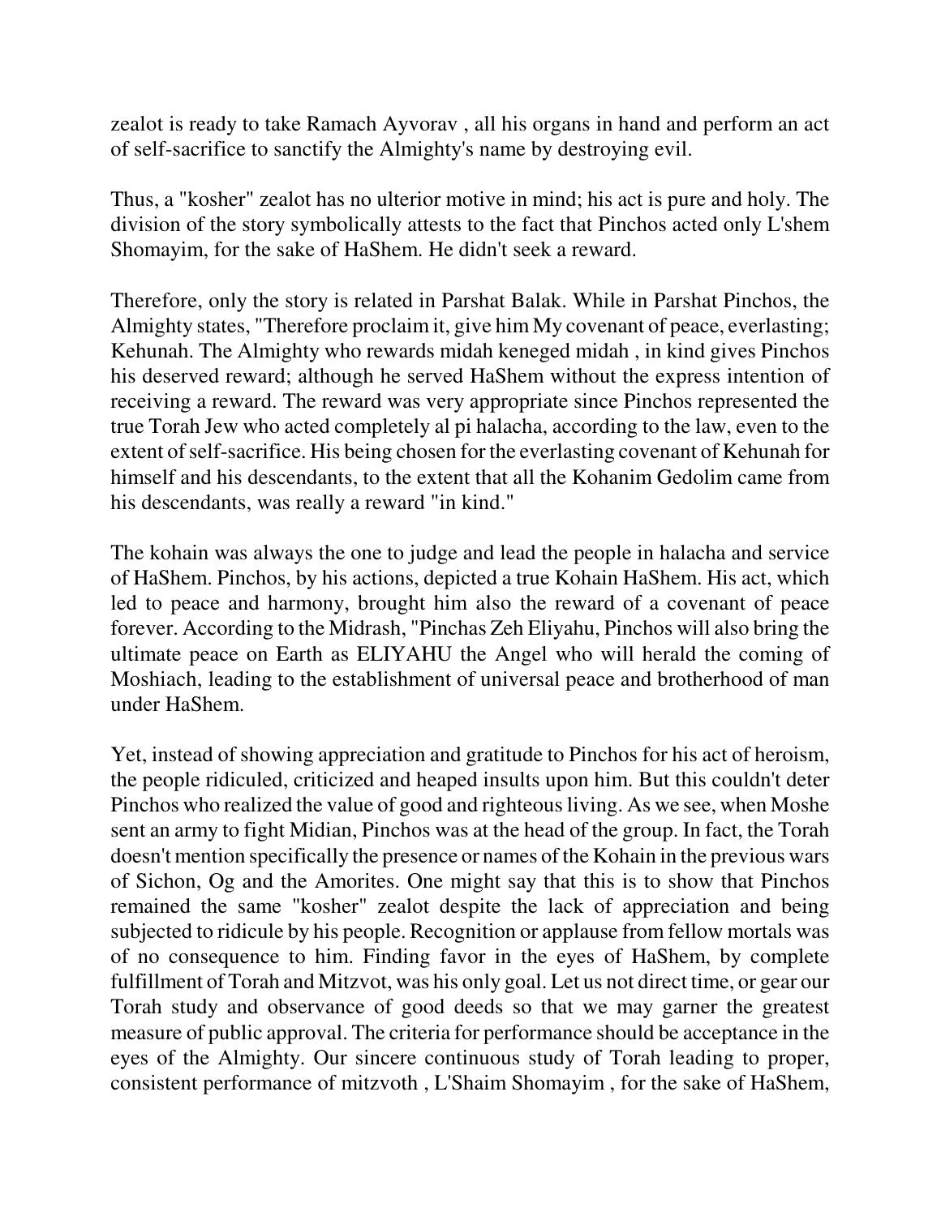zealot is ready to take Ramach Ayvorav , all his organs in hand and perform an act of self-sacrifice to sanctify the Almighty's name by destroying evil.

Thus, a "kosher" zealot has no ulterior motive in mind; his act is pure and holy. The division of the story symbolically attests to the fact that Pinchos acted only L'shem Shomayim, for the sake of HaShem. He didn't seek a reward.

Therefore, only the story is related in Parshat Balak. While in Parshat Pinchos, the Almighty states, "Therefore proclaim it, give him My covenant of peace, everlasting; Kehunah. The Almighty who rewards midah keneged midah , in kind gives Pinchos his deserved reward; although he served HaShem without the express intention of receiving a reward. The reward was very appropriate since Pinchos represented the true Torah Jew who acted completely al pi halacha, according to the law, even to the extent of self-sacrifice. His being chosen for the everlasting covenant of Kehunah for himself and his descendants, to the extent that all the Kohanim Gedolim came from his descendants, was really a reward "in kind."

The kohain was always the one to judge and lead the people in halacha and service of HaShem. Pinchos, by his actions, depicted a true Kohain HaShem. His act, which led to peace and harmony, brought him also the reward of a covenant of peace forever. According to the Midrash, "Pinchas Zeh Eliyahu, Pinchos will also bring the ultimate peace on Earth as ELIYAHU the Angel who will herald the coming of Moshiach, leading to the establishment of universal peace and brotherhood of man under HaShem.

Yet, instead of showing appreciation and gratitude to Pinchos for his act of heroism, the people ridiculed, criticized and heaped insults upon him. But this couldn't deter Pinchos who realized the value of good and righteous living. As we see, when Moshe sent an army to fight Midian, Pinchos was at the head of the group. In fact, the Torah doesn't mention specifically the presence or names of the Kohain in the previous wars of Sichon, Og and the Amorites. One might say that this is to show that Pinchos remained the same "kosher" zealot despite the lack of appreciation and being subjected to ridicule by his people. Recognition or applause from fellow mortals was of no consequence to him. Finding favor in the eyes of HaShem, by complete fulfillment of Torah and Mitzvot, was his only goal. Let us not direct time, or gear our Torah study and observance of good deeds so that we may garner the greatest measure of public approval. The criteria for performance should be acceptance in the eyes of the Almighty. Our sincere continuous study of Torah leading to proper, consistent performance of mitzvoth , L'Shaim Shomayim , for the sake of HaShem,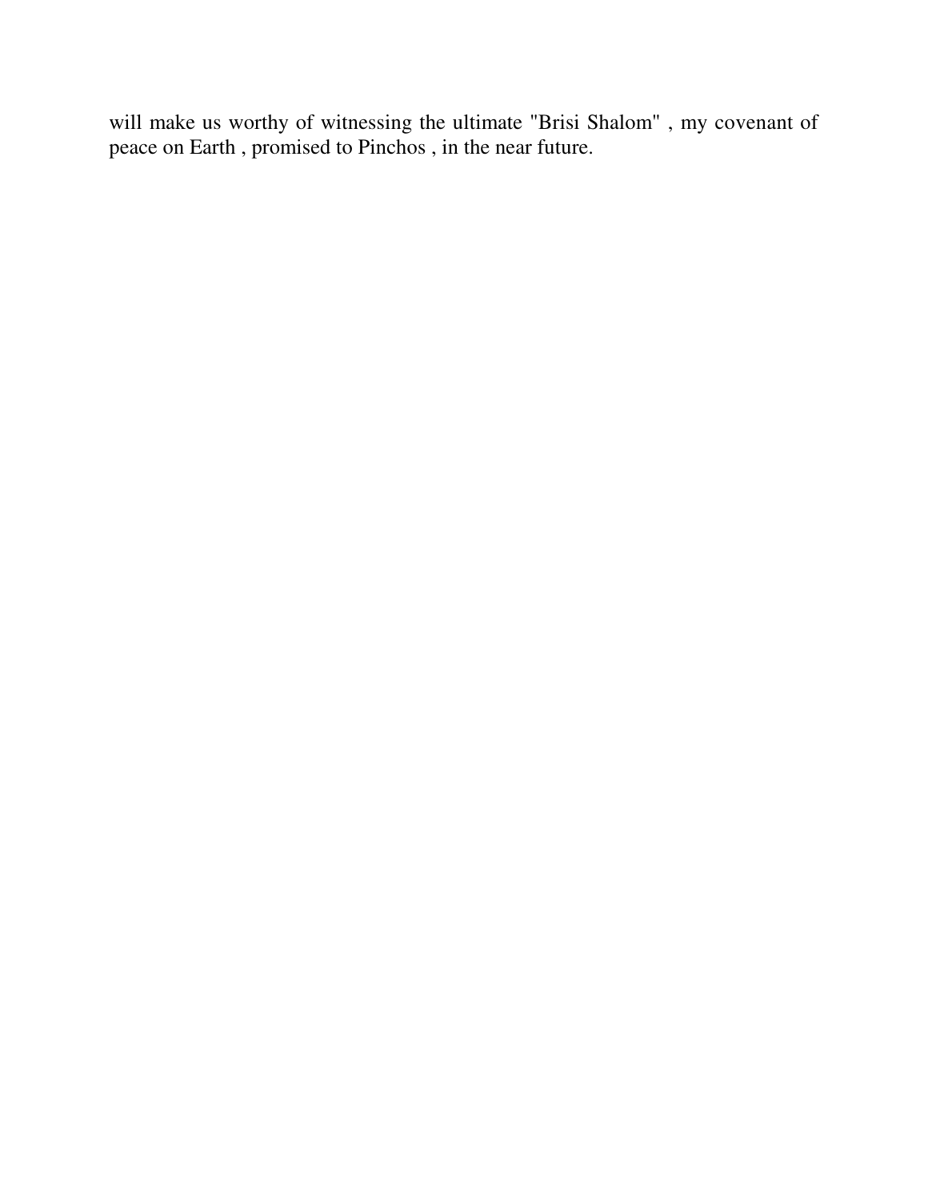will make us worthy of witnessing the ultimate "Brisi Shalom" , my covenant of peace on Earth , promised to Pinchos , in the near future.